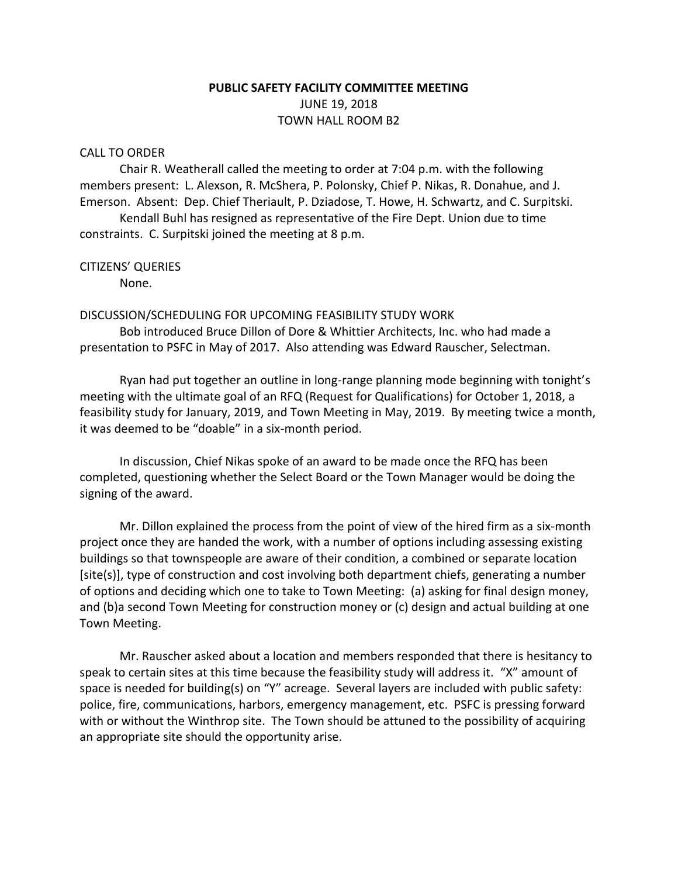**PUBLIC SAFETY FACILITY COMMITTEE MEETING**
JUNE 19, 2018
TOWN HALL ROOM B2

CALL TO ORDER

Chair R. Weatherall called the meeting to order at 7:04 p.m. with the following members present: L. Alexson, R. McShera, P. Polonsky, Chief P. Nikas, R. Donahue, and J. Emerson. Absent: Dep. Chief Theriault, P. Dziadose, T. Howe, H. Schwartz, and C. Surpitski.

Kendall Buhl has resigned as representative of the Fire Dept. Union due to time constraints. C. Surpitski joined the meeting at 8 p.m.

CITIZENS' QUERIES

None.

DISCUSSION/SCHEDULING FOR UPCOMING FEASIBILITY STUDY WORK

Bob introduced Bruce Dillon of Dore & Whittier Architects, Inc. who had made a presentation to PSFC in May of 2017. Also attending was Edward Rauscher, Selectman.

Ryan had put together an outline in long-range planning mode beginning with tonight's meeting with the ultimate goal of an RFQ (Request for Qualifications) for October 1, 2018, a feasibility study for January, 2019, and Town Meeting in May, 2019. By meeting twice a month, it was deemed to be "doable" in a six-month period.

In discussion, Chief Nikas spoke of an award to be made once the RFQ has been completed, questioning whether the Select Board or the Town Manager would be doing the signing of the award.

Mr. Dillon explained the process from the point of view of the hired firm as a six-month project once they are handed the work, with a number of options including assessing existing buildings so that townspeople are aware of their condition, a combined or separate location [site(s)], type of construction and cost involving both department chiefs, generating a number of options and deciding which one to take to Town Meeting: (a) asking for final design money, and (b)a second Town Meeting for construction money or (c) design and actual building at one Town Meeting.

Mr. Rauscher asked about a location and members responded that there is hesitancy to speak to certain sites at this time because the feasibility study will address it. "X" amount of space is needed for building(s) on "Y" acreage. Several layers are included with public safety: police, fire, communications, harbors, emergency management, etc. PSFC is pressing forward with or without the Winthrop site. The Town should be attuned to the possibility of acquiring an appropriate site should the opportunity arise.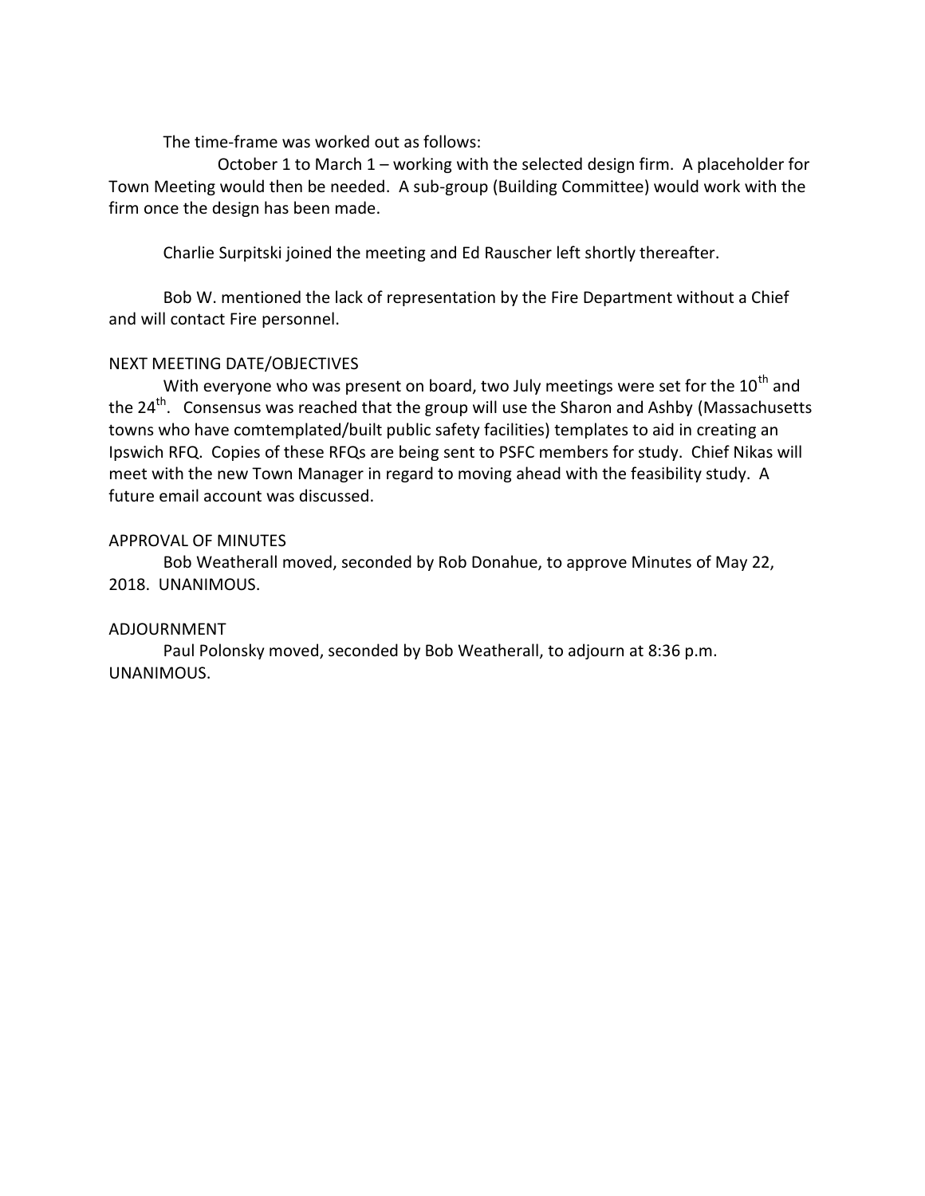The time-frame was worked out as follows:

October 1 to March 1 – working with the selected design firm. A placeholder for Town Meeting would then be needed. A sub-group (Building Committee) would work with the firm once the design has been made.

Charlie Surpitski joined the meeting and Ed Rauscher left shortly thereafter.

Bob W. mentioned the lack of representation by the Fire Department without a Chief and will contact Fire personnel.

NEXT MEETING DATE/OBJECTIVES

With everyone who was present on board, two July meetings were set for the 10th and the 24th. Consensus was reached that the group will use the Sharon and Ashby (Massachusetts towns who have comtemplated/built public safety facilities) templates to aid in creating an Ipswich RFQ. Copies of these RFQs are being sent to PSFC members for study. Chief Nikas will meet with the new Town Manager in regard to moving ahead with the feasibility study. A future email account was discussed.

APPROVAL OF MINUTES

Bob Weatherall moved, seconded by Rob Donahue, to approve Minutes of May 22, 2018. UNANIMOUS.

ADJOURNMENT

Paul Polonsky moved, seconded by Bob Weatherall, to adjourn at 8:36 p.m. UNANIMOUS.